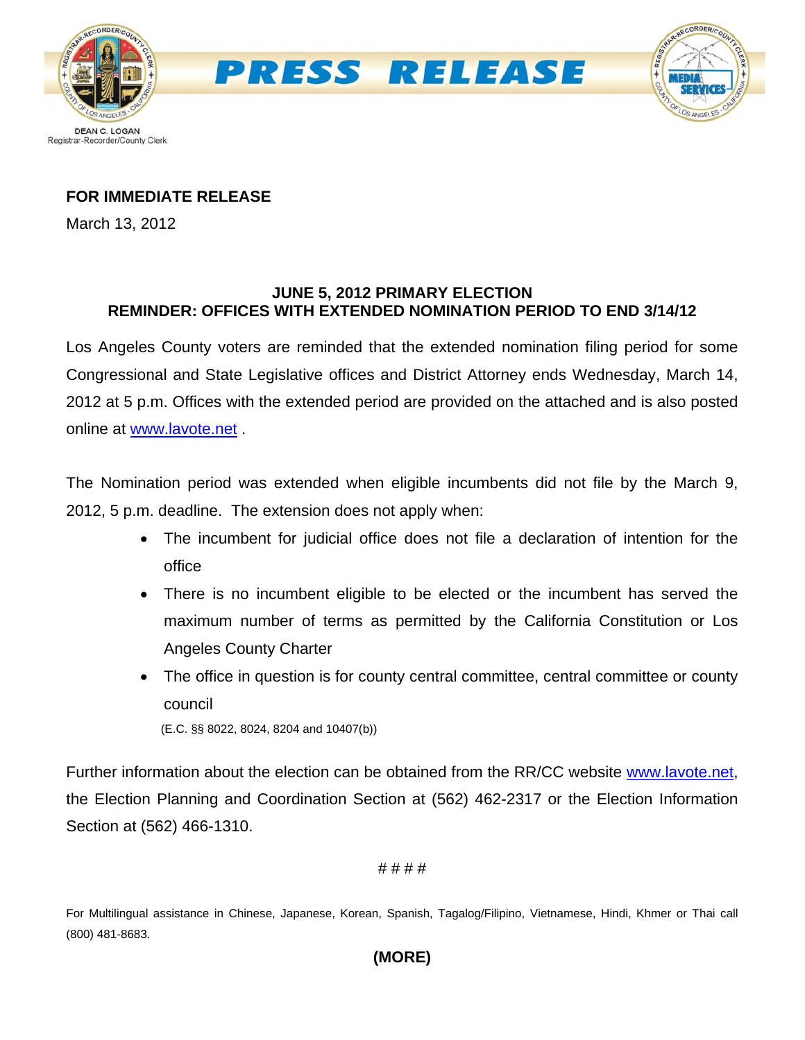# PRESS RELEASE

DEAN C. LOGAN
Registrar-Recorder/County Clerk

**FOR IMMEDIATE RELEASE**

March 13, 2012

**JUNE 5, 2012 PRIMARY ELECTION**
**REMINDER: OFFICES WITH EXTENDED NOMINATION PERIOD TO END 3/14/12**

Los Angeles County voters are reminded that the extended nomination filing period for some Congressional and State Legislative offices and District Attorney ends Wednesday, March 14, 2012 at 5 p.m. Offices with the extended period are provided on the attached and is also posted online at www.lavote.net .

The Nomination period was extended when eligible incumbents did not file by the March 9, 2012, 5 p.m. deadline. The extension does not apply when:

- The incumbent for judicial office does not file a declaration of intention for the office
- There is no incumbent eligible to be elected or the incumbent has served the maximum number of terms as permitted by the California Constitution or Los Angeles County Charter
- The office in question is for county central committee, central committee or county council

(E.C. §§ 8022, 8024, 8204 and 10407(b))

Further information about the election can be obtained from the RR/CC website www.lavote.net, the Election Planning and Coordination Section at (562) 462-2317 or the Election Information Section at (562) 466-1310.

# # # #

For Multilingual assistance in Chinese, Japanese, Korean, Spanish, Tagalog/Filipino, Vietnamese, Hindi, Khmer or Thai call (800) 481-8683.

**(MORE)**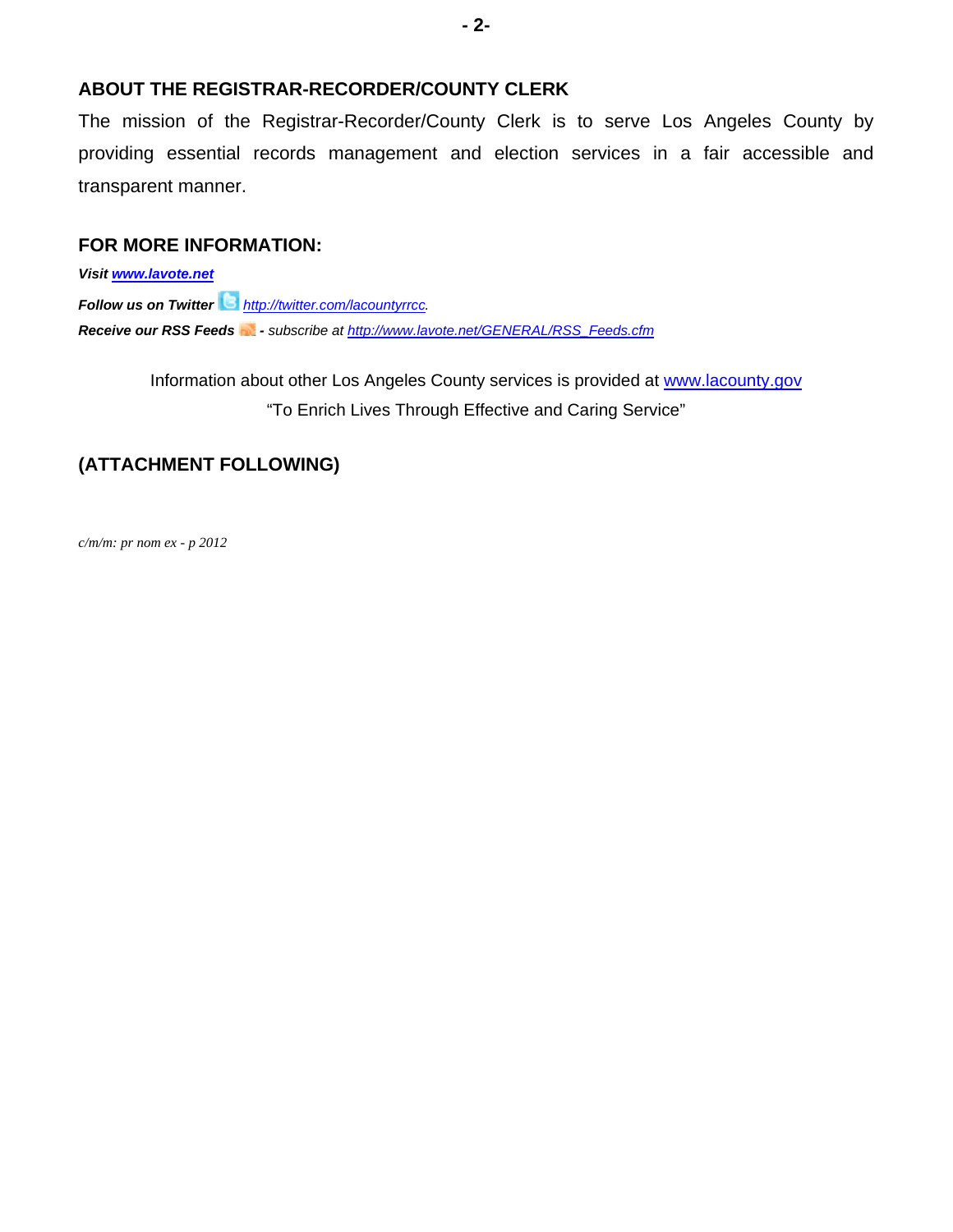## ABOUT THE REGISTRAR-RECORDER/COUNTY CLERK

The mission of the Registrar-Recorder/County Clerk is to serve Los Angeles County by providing essential records management and election services in a fair accessible and transparent manner.

## FOR MORE INFORMATION:

***Visit [www.lavote.net](www.lavote.net)***

***Follow us on Twitter*** *[http://twitter.com/lacountyrrcc](http://twitter.com/lacountyrrcc).*

***Receive our RSS Feeds*** ***-*** *subscribe at [http://www.lavote.net/GENERAL/RSS_Feeds.cfm](http://www.lavote.net/GENERAL/RSS_Feeds.cfm)*

Information about other Los Angeles County services is provided at [www.lacounty.gov](www.lacounty.gov)

"To Enrich Lives Through Effective and Caring Service"

## (ATTACHMENT FOLLOWING)

*c/m/m: pr nom ex - p 2012*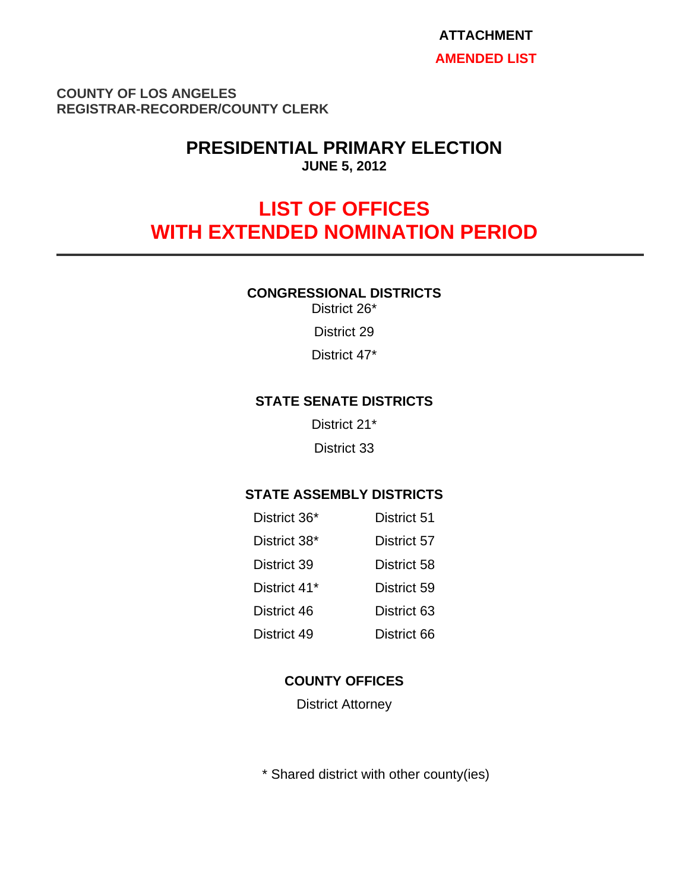**ATTACHMENT**

**AMENDED LIST**

**COUNTY OF LOS ANGELES**
**REGISTRAR-RECORDER/COUNTY CLERK**

# PRESIDENTIAL PRIMARY ELECTION

**JUNE 5, 2012**

# LIST OF OFFICES WITH EXTENDED NOMINATION PERIOD

---

## CONGRESSIONAL DISTRICTS

District 26*

District 29

District 47*

## STATE SENATE DISTRICTS

District 21*

District 33

## STATE ASSEMBLY DISTRICTS

| | |
|---|---|
| District 36* | District 51 |
| District 38* | District 57 |
| District 39 | District 58 |
| District 41* | District 59 |
| District 46 | District 63 |
| District 49 | District 66 |

## COUNTY OFFICES

District Attorney

* Shared district with other county(ies)